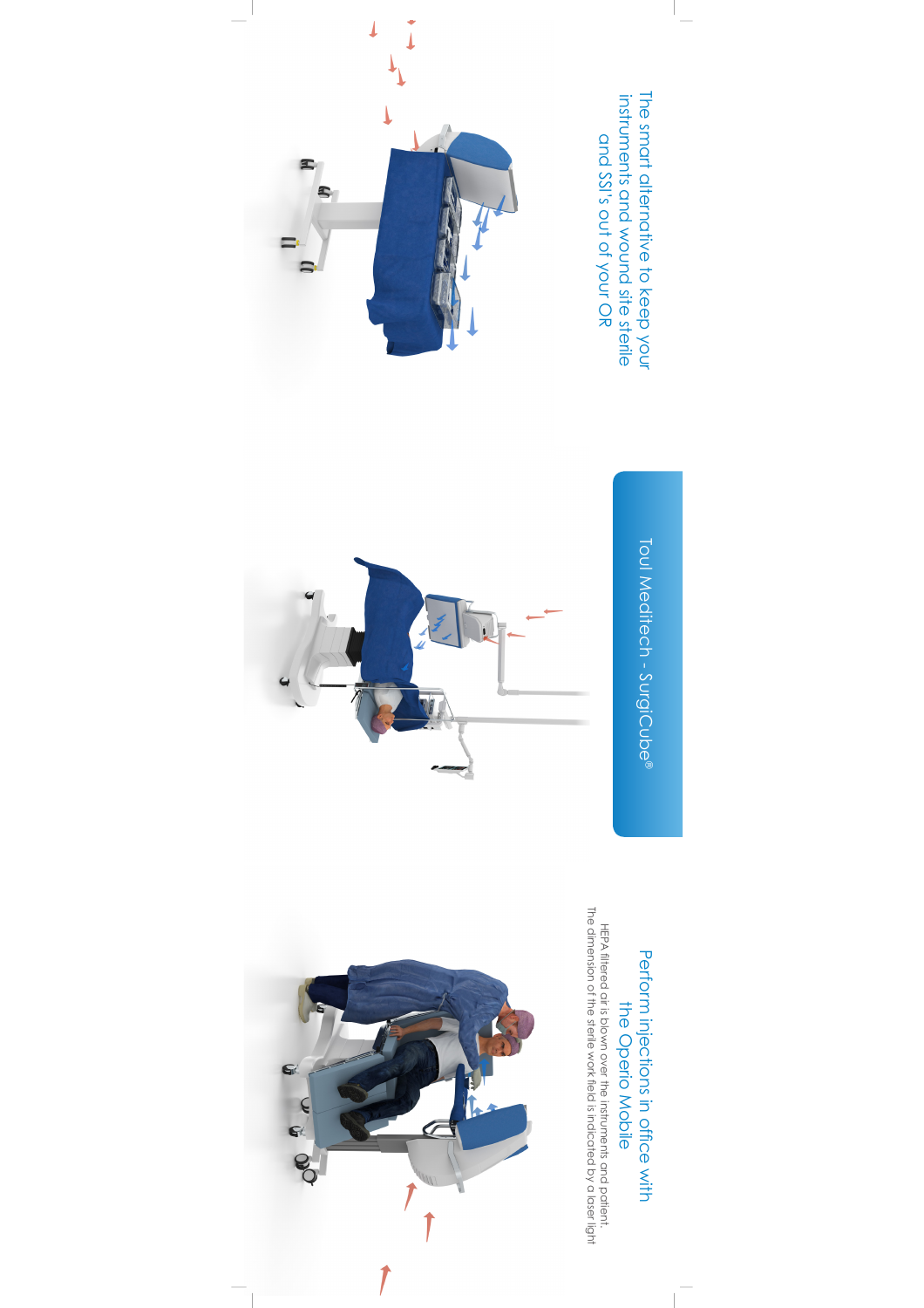The smart alternative to keep your instruments and wound site sterile and SSI's out of your OR

Toul Meditech - SurgiCube®

## Perform injections in office with the Operio Mobile

HEPA filtered air is blown over the instruments and patient.
The dimension of the sterile work field is indicated by a laser light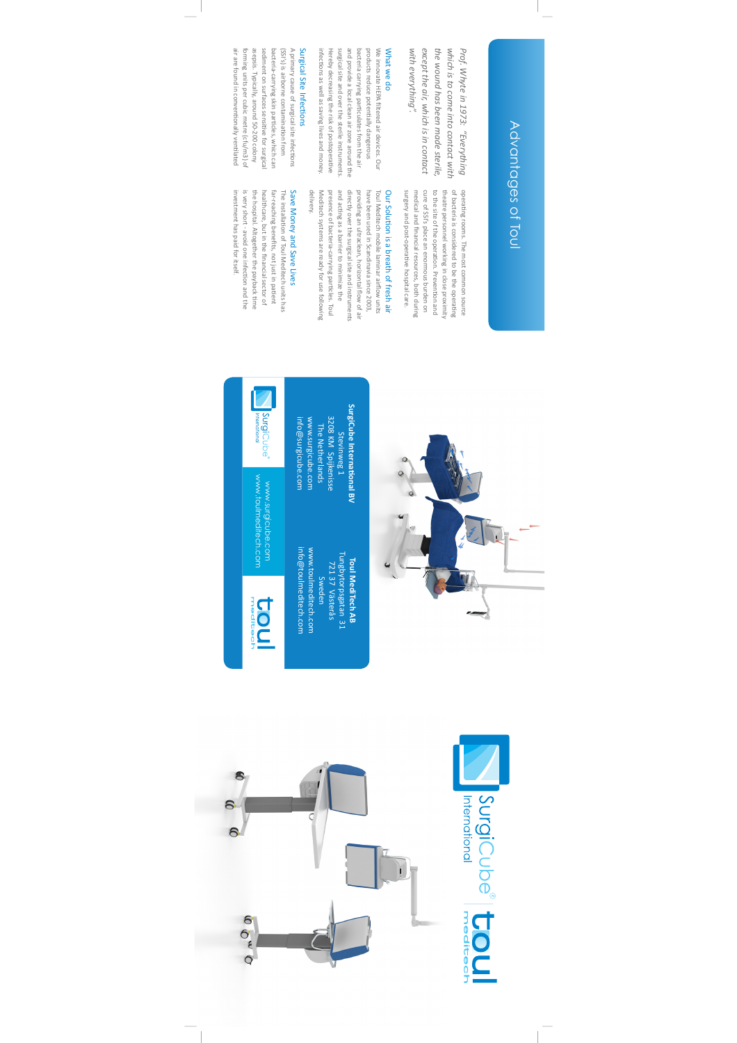# Advantages of Toul

*Prof. Whyte in 1973: "Everything which is to come into contact with the wound has been made sterile, except the air, which is in contact with everything".*

## What we do

We innovate HEPA filtered air devices. Our products reduce potentially dangerous bacteria carrying particulates from the air and provide a local clean air zone around the surgical site and over the sterile instruments, hereby decreasing the risk of postoperative infections as well as saving lives and money.

## Surgical Site Infections

A primary cause of surgical site infections (SSI's) is airborne contamination from bacteria-carrying skin particles, which can sediment on surfaces sensitive for surgical asepsis. Typically around 50-200 colony forming units per cubic metre (cfu/m3) of air are found in conventionally ventilated operating rooms. The most common source of bacteria is considered to be the operating theatre personnel working in close proximity to the site of the operation. Prevention and cure of SSI's place an enormous burden on medical and financial resources, both during surgery and post-operative hospital care.

## Our Solution is a breath of fresh air

Toul Meditech mobile laminar airflow units have been used in Scandinavia since 2003, providing an ultraclean, horizontal flow of air directly over the surgical site and instruments and acting as a barrier to minimize the presence of bacteria-carrying particles. Toul Meditech systems are ready for use following delivery.

## Save Money and Save Lives

The installation of Toul Meditech units has far-reaching benefits, not just in patient healthcare, but in the financial sector of the hospital. Altogether the payback time is very short - avoid one infection and the investment has paid for itself.

**SurgiCube International BV**
Stevinweg 1
3208 KM Spijkenisse
The Netherlands
www.surgicube.com
info@surgicube.com

**Toul MediTech AB**
Tunbytorpsgatan 31
721 37 Västerås
Sweden
www.toulmeditech.com
info@toulmeditech.com

SurgiCube® International

www.surgicube.com
www.toulmeditech.com

toul meditech

SurgiCube® International | toul meditech